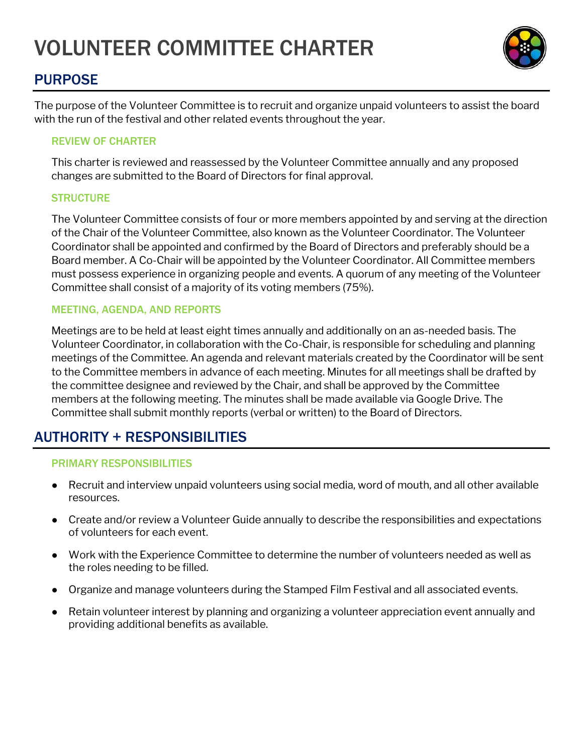# VOLUNTEER COMMITTEE CHARTER

## PURPOSE

The purpose of the Volunteer Committee is to recruit and organize unpaid volunteers to assist the board with the run of the festival and other related events throughout the year.

### REVIEW OF CHARTER

This charter is reviewed and reassessed by the Volunteer Committee annually and any proposed changes are submitted to the Board of Directors for final approval.

### STRUCTURE

The Volunteer Committee consists of four or more members appointed by and serving at the direction of the Chair of the Volunteer Committee, also known as the Volunteer Coordinator. The Volunteer Coordinator shall be appointed and confirmed by the Board of Directors and preferably should be a Board member. A Co-Chair will be appointed by the Volunteer Coordinator. All Committee members must possess experience in organizing people and events. A quorum of any meeting of the Volunteer Committee shall consist of a majority of its voting members (75%).

### MEETING, AGENDA, AND REPORTS

Meetings are to be held at least eight times annually and additionally on an as-needed basis. The Volunteer Coordinator, in collaboration with the Co-Chair, is responsible for scheduling and planning meetings of the Committee. An agenda and relevant materials created by the Coordinator will be sent to the Committee members in advance of each meeting. Minutes for all meetings shall be drafted by the committee designee and reviewed by the Chair, and shall be approved by the Committee members at the following meeting. The minutes shall be made available via Google Drive. The Committee shall submit monthly reports (verbal or written) to the Board of Directors.

## AUTHORITY + RESPONSIBILITIES

### PRIMARY RESPONSIBILITIES

- Recruit and interview unpaid volunteers using social media, word of mouth, and all other available resources.
- Create and/or review a Volunteer Guide annually to describe the responsibilities and expectations of volunteers for each event.
- Work with the Experience Committee to determine the number of volunteers needed as well as the roles needing to be filled.
- Organize and manage volunteers during the Stamped Film Festival and all associated events.
- Retain volunteer interest by planning and organizing a volunteer appreciation event annually and providing additional benefits as available.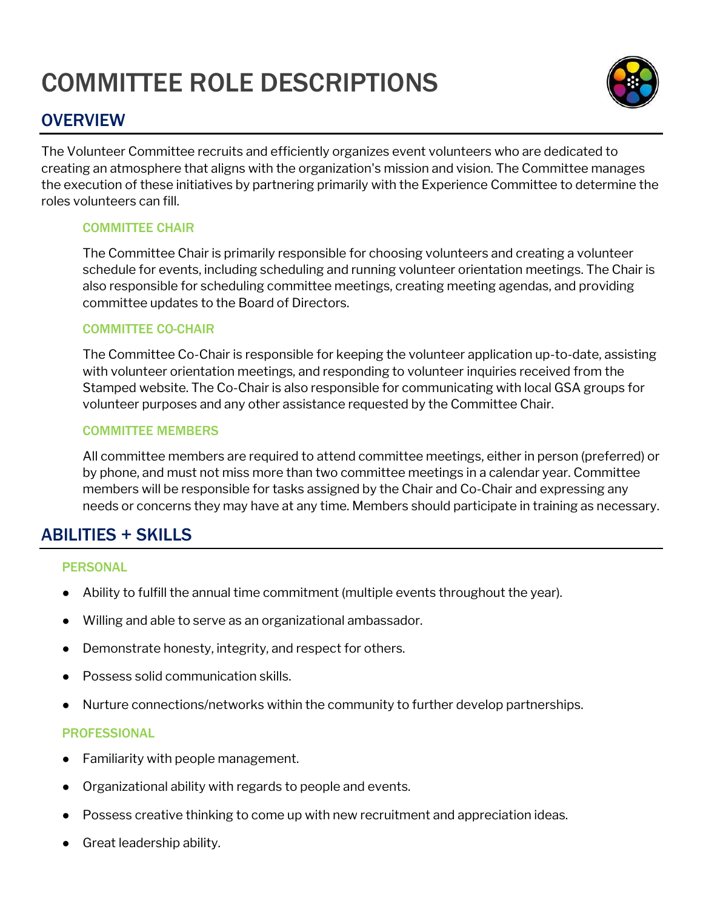# COMMITTEE ROLE DESCRIPTIONS

## OVERVIEW

The Volunteer Committee recruits and efficiently organizes event volunteers who are dedicated to creating an atmosphere that aligns with the organization's mission and vision. The Committee manages the execution of these initiatives by partnering primarily with the Experience Committee to determine the roles volunteers can fill.

### COMMITTEE CHAIR

The Committee Chair is primarily responsible for choosing volunteers and creating a volunteer schedule for events, including scheduling and running volunteer orientation meetings. The Chair is also responsible for scheduling committee meetings, creating meeting agendas, and providing committee updates to the Board of Directors.

### COMMITTEE CO-CHAIR

The Committee Co-Chair is responsible for keeping the volunteer application up-to-date, assisting with volunteer orientation meetings, and responding to volunteer inquiries received from the Stamped website. The Co-Chair is also responsible for communicating with local GSA groups for volunteer purposes and any other assistance requested by the Committee Chair.

### COMMITTEE MEMBERS

All committee members are required to attend committee meetings, either in person (preferred) or by phone, and must not miss more than two committee meetings in a calendar year. Committee members will be responsible for tasks assigned by the Chair and Co-Chair and expressing any needs or concerns they may have at any time. Members should participate in training as necessary.

## ABILITIES + SKILLS

### PERSONAL

- Ability to fulfill the annual time commitment (multiple events throughout the year).
- Willing and able to serve as an organizational ambassador.
- Demonstrate honesty, integrity, and respect for others.
- Possess solid communication skills.
- Nurture connections/networks within the community to further develop partnerships.

### PROFESSIONAL

- Familiarity with people management.
- Organizational ability with regards to people and events.
- Possess creative thinking to come up with new recruitment and appreciation ideas.
- Great leadership ability.